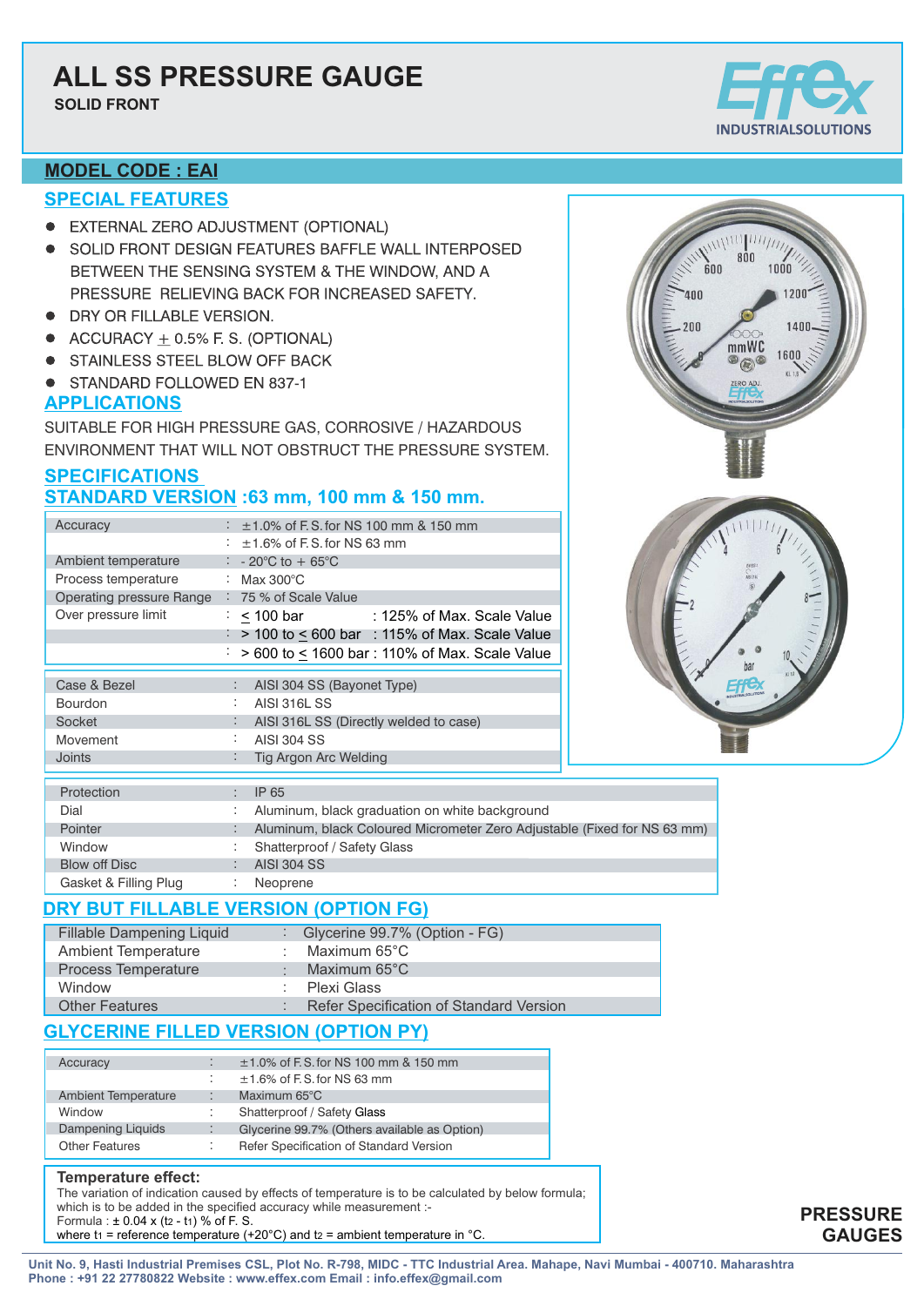# ALL SS PRESSURE GAUGE

**SOLID FRONT**

Effex INDUSTRIALSOLUTIONS

## MODEL CODE : EAI

## SPECIAL FEATURES

- EXTERNAL ZERO ADJUSTMENT (OPTIONAL)
- SOLID FRONT DESIGN FEATURES BAFFLE WALL INTERPOSED BETWEEN THE SENSING SYSTEM & THE WINDOW, AND A PRESSURE RELIEVING BACK FOR INCREASED SAFETY.
- DRY OR FILLABLE VERSION.
- ACCURACY ± 0.5% F. S. (OPTIONAL)
- STAINLESS STEEL BLOW OFF BACK
- STANDARD FOLLOWED EN 837-1

## APPLICATIONS

SUITABLE FOR HIGH PRESSURE GAS, CORROSIVE / HAZARDOUS ENVIRONMENT THAT WILL NOT OBSTRUCT THE PRESSURE SYSTEM.

## SPECIFICATIONS

## STANDARD VERSION :63 mm, 100 mm & 150 mm.

| | | |
|---|---|---|
| Accuracy | : | ±1.0% of F. S. for NS 100 mm & 150 mm |
| | : | ±1.6% of F. S. for NS 63 mm |
| Ambient temperature | : | - 20°C to + 65°C |
| Process temperature | : | Max 300°C |
| Operating pressure Range | : | 75 % of Scale Value |
| Over pressure limit | : | ≤ 100 bar : 125% of Max. Scale Value |
| | : | > 100 to ≤ 600 bar : 115% of Max. Scale Value |
| | : | > 600 to ≤ 1600 bar : 110% of Max. Scale Value |

| | | |
|---|---|---|
| Case & Bezel | : | AISI 304 SS (Bayonet Type) |
| Bourdon | : | AISI 316L SS |
| Socket | : | AISI 316L SS (Directly welded to case) |
| Movement | : | AISI 304 SS |
| Joints | : | Tig Argon Arc Welding |

| | | |
|---|---|---|
| Protection | : | IP 65 |
| Dial | : | Aluminum, black graduation on white background |
| Pointer | : | Aluminum, black Coloured Micrometer Zero Adjustable (Fixed for NS 63 mm) |
| Window | : | Shatterproof / Safety Glass |
| Blow off Disc | : | AISI 304 SS |
| Gasket & Filling Plug | : | Neoprene |

## DRY BUT FILLABLE VERSION (OPTION FG)

| | | |
|---|---|---|
| Fillable Dampening Liquid | : | Glycerine 99.7% (Option - FG) |
| Ambient Temperature | : | Maximum 65°C |
| Process Temperature | : | Maximum 65°C |
| Window | : | Plexi Glass |
| Other Features | : | Refer Specification of Standard Version |

## GLYCERINE FILLED VERSION (OPTION PY)

| | | |
|---|---|---|
| Accuracy | : | ±1.0% of F. S. for NS 100 mm & 150 mm |
| | : | ±1.6% of F. S. for NS 63 mm |
| Ambient Temperature | : | Maximum 65°C |
| Window | : | Shatterproof / Safety Glass |
| Dampening Liquids | : | Glycerine 99.7% (Others available as Option) |
| Other Features | : | Refer Specification of Standard Version |

**Temperature effect:**

The variation of indication caused by effects of temperature is to be calculated by below formula; which is to be added in the specified accuracy while measurement :-
Formula : ± 0.04 x ($t_2$ - $t_1$) % of F. S.
where $t_1$ = reference temperature (+20°C) and $t_2$ = ambient temperature in °C.

**PRESSURE GAUGES**

Unit No. 9, Hasti Industrial Premises CSL, Plot No. R-798, MIDC - TTC Industrial Area. Mahape, Navi Mumbai - 400710. Maharashtra
Phone : +91 22 27780822 Website : www.effex.com Email : info.effex@gmail.com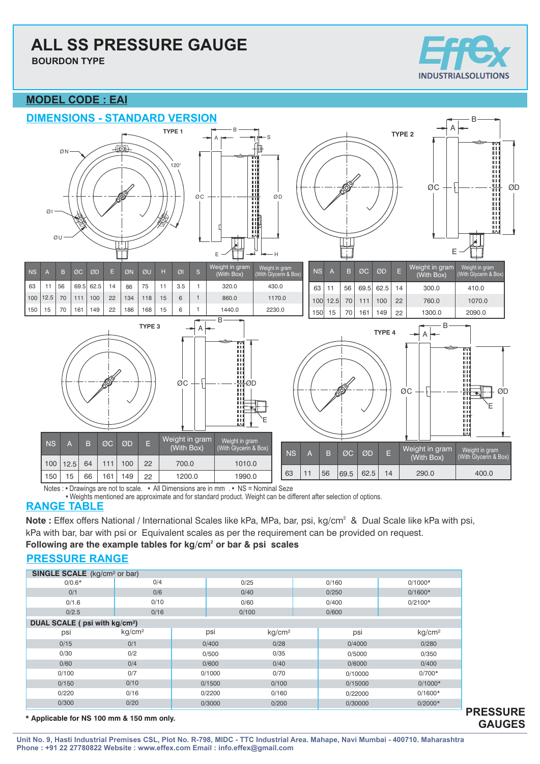# ALL SS PRESSURE GAUGE

**BOURDON TYPE**

Effex INDUSTRIALSOLUTIONS

## MODEL CODE : EAI

## DIMENSIONS - STANDARD VERSION

**TYPE 1**

| NS | A | B | ØC | ØD | E | ØN | ØU | H | ØI | S | Weight in gram (With Box) | Weight in gram (With Glycerin & Box) |
|---|---|---|---|---|---|---|---|---|---|---|---|---|
| 63 | 11 | 56 | 69.5 | 62.5 | 14 | 86 | 75 | 11 | 3.5 | 1 | 320.0 | 430.0 |
| 100 | 12.5 | 70 | 111 | 100 | 22 | 134 | 118 | 15 | 6 | 1 | 860.0 | 1170.0 |
| 150 | 15 | 70 | 161 | 149 | 22 | 186 | 168 | 15 | 6 | 1 | 1440.0 | 2230.0 |

**TYPE 2**

| NS | A | B | ØC | ØD | E | Weight in gram (With Box) | Weight in gram (With Glycerin & Box) |
|---|---|---|---|---|---|---|---|
| 63 | 11 | 56 | 69.5 | 62.5 | 14 | 300.0 | 410.0 |
| 100 | 12.5 | 70 | 111 | 100 | 22 | 760.0 | 1070.0 |
| 150 | 15 | 70 | 161 | 149 | 22 | 1300.0 | 2090.0 |

**TYPE 3**

| NS | A | B | ØC | ØD | E | Weight in gram (With Box) | Weight in gram (With Glycerin & Box) |
|---|---|---|---|---|---|---|---|
| 100 | 12.5 | 64 | 111 | 100 | 22 | 700.0 | 1010.0 |
| 150 | 15 | 66 | 161 | 149 | 22 | 1200.0 | 1990.0 |

**TYPE 4**

| NS | A | B | ØC | ØD | E | Weight in gram (With Box) | Weight in gram (With Glycerin & Box) |
|---|---|---|---|---|---|---|---|
| 63 | 11 | 56 | 69.5 | 62.5 | 14 | 290.0 | 400.0 |

Notes : • Drawings are not to scale. • All Dimensions are in mm . • NS = Nominal Seze
• Weights mentioned are approximate and for standard product. Weight can be different after selection of options.

## RANGE TABLE

**Note :** Effex offers National / International Scales like kPa, MPa, bar, psi, kg/cm² & Dual Scale like kPa with psi, kPa with bar, bar with psi or Equivalent scales as per the requirement can be provided on request.

**Following are the example tables for kg/cm² or bar & psi scales**

## PRESSURE RANGE

**SINGLE SCALE** (kg/cm² or bar)

| | | | | |
|---|---|---|---|---|
| 0/0.6* | 0/4 | 0/25 | 0/160 | 0/1000* |
| 0/1 | 0/6 | 0/40 | 0/250 | 0/1600* |
| 0/1.6 | 0/10 | 0/60 | 0/400 | 0/2100* |
| 0/2.5 | 0/16 | 0/100 | 0/600 | |

**DUAL SCALE ( psi with kg/cm²)**

| psi | kg/cm² | psi | kg/cm² | psi | kg/cm² |
|---|---|---|---|---|---|
| 0/15 | 0/1 | 0/400 | 0/28 | 0/4000 | 0/280 |
| 0/30 | 0/2 | 0/500 | 0/35 | 0/5000 | 0/350 |
| 0/60 | 0/4 | 0/600 | 0/40 | 0/6000 | 0/400 |
| 0/100 | 0/7 | 0/1000 | 0/70 | 0/10000 | 0/700* |
| 0/150 | 0/10 | 0/1500 | 0/100 | 0/15000 | 0/1000* |
| 0/220 | 0/16 | 0/2200 | 0/160 | 0/22000 | 0/1600* |
| 0/300 | 0/20 | 0/3000 | 0/200 | 0/30000 | 0/2000* |

**\* Applicable for NS 100 mm & 150 mm only.**

**PRESSURE GAUGES**

**Unit No. 9, Hasti Industrial Premises CSL, Plot No. R-798, MIDC - TTC Industrial Area. Mahape, Navi Mumbai - 400710. Maharashtra**
**Phone : +91 22 27780822 Website : www.effex.com Email : info.effex@gmail.com**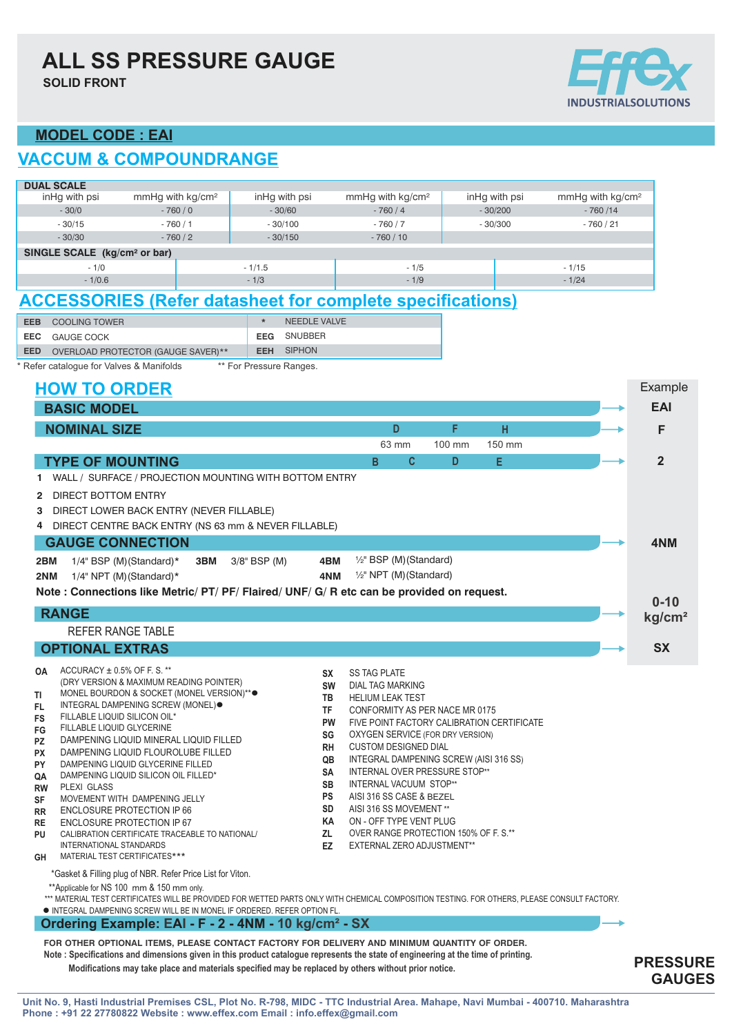# ALL SS PRESSURE GAUGE

**SOLID FRONT**

Effex INDUSTRIALSOLUTIONS

## MODEL CODE : EAI

## VACCUM & COMPOUNDRANGE

**DUAL SCALE**

| inHg with psi | mmHg with kg/cm² | inHg with psi | mmHg with kg/cm² | inHg with psi | mmHg with kg/cm² |
|---|---|---|---|---|---|
| - 30/0 | - 760 / 0 | - 30/60 | - 760 / 4 | - 30/200 | - 760 /14 |
| - 30/15 | - 760 / 1 | - 30/100 | - 760 / 7 | - 30/300 | - 760 / 21 |
| - 30/30 | - 760 / 2 | - 30/150 | - 760 / 10 | | |

**SINGLE SCALE (kg/cm² or bar)**

| | | | |
|---|---|---|---|
| - 1/0 | - 1/1.5 | - 1/5 | - 1/15 |
| - 1/0.6 | - 1/3 | - 1/9 | - 1/24 |

## ACCESSORIES (Refer datasheet for complete specifications)

| | | | |
|---|---|---|---|
| EEB | COOLING TOWER | * | NEEDLE VALVE |
| EEC | GAUGE COCK | EEG | SNUBBER |
| EED | OVERLOAD PROTECTOR (GAUGE SAVER)** | EEH | SIPHON |

\* Refer catalogue for Valves & Manifolds ** For Pressure Ranges.

## HOW TO ORDER

| | Example |
|---|---|
| **BASIC MODEL** | **EAI** |
| **NOMINAL SIZE** — D: 63 mm, F: 100 mm, H: 150 mm | **F** |
| **TYPE OF MOUNTING** — B, C, D, E | **2** |
| **GAUGE CONNECTION** | **4NM** |
| **RANGE** | **0-10 kg/cm²** |
| **OPTIONAL EXTRAS** | **SX** |

### TYPE OF MOUNTING

1 WALL / SURFACE / PROJECTION MOUNTING WITH BOTTOM ENTRY
2 DIRECT BOTTOM ENTRY
3 DIRECT LOWER BACK ENTRY (NEVER FILLABLE)
4 DIRECT CENTRE BACK ENTRY (NS 63 mm & NEVER FILLABLE)

### GAUGE CONNECTION

**2BM** 1/4" BSP (M)(Standard)* **3BM** 3/8" BSP (M) **4BM** ½" BSP (M)(Standard)
**2NM** 1/4" NPT (M)(Standard)* **4NM** ½" NPT (M)(Standard)

**Note : Connections like Metric/ PT/ PF/ Flaired/ UNF/ G/ R etc can be provided on request.**

### RANGE

REFER RANGE TABLE

### OPTIONAL EXTRAS

| | | | |
|---|---|---|---|
| **OA** | ACCURACY ± 0.5% OF F. S. ** (DRY VERSION & MAXIMUM READING POINTER) | **SX** | SS TAG PLATE |
| **TI** | MONEL BOURDON & SOCKET (MONEL VERSION)**● | **SW** | DIAL TAG MARKING |
| **FL** | INTEGRAL DAMPENING SCREW (MONEL)● | **TB** | HELIUM LEAK TEST |
| **FS** | FILLABLE LIQUID SILICON OIL* | **TF** | CONFORMITY AS PER NACE MR 0175 |
| **FG** | FILLABLE LIQUID GLYCERINE | **PW** | FIVE POINT FACTORY CALIBRATION CERTIFICATE |
| **PZ** | DAMPENING LIQUID MINERAL LIQUID FILLED | **SG** | OXYGEN SERVICE (FOR DRY VERSION) |
| **PX** | DAMPENING LIQUID FLOUROLUBE FILLED | **RH** | CUSTOM DESIGNED DIAL |
| **PY** | DAMPENING LIQUID GLYCERINE FILLED | **QB** | INTEGRAL DAMPENING SCREW (AISI 316 SS) |
| **QA** | DAMPENING LIQUID SILICON OIL FILLED* | **SA** | INTERNAL OVER PRESSURE STOP** |
| **RW** | PLEXI GLASS | **SB** | INTERNAL VACUUM STOP** |
| **SF** | MOVEMENT WITH DAMPENING JELLY | **PS** | AISI 316 SS CASE & BEZEL |
| **RR** | ENCLOSURE PROTECTION IP 66 | **SD** | AISI 316 SS MOVEMENT ** |
| **RE** | ENCLOSURE PROTECTION IP 67 | **KA** | ON - OFF TYPE VENT PLUG |
| **PU** | CALIBRATION CERTIFICATE TRACEABLE TO NATIONAL/ INTERNATIONAL STANDARDS | **ZL** | OVER RANGE PROTECTION 150% OF F. S.** |
| **GH** | MATERIAL TEST CERTIFICATES*** | **EZ** | EXTERNAL ZERO ADJUSTMENT** |

\*Gasket & Filling plug of NBR. Refer Price List for Viton.
\*\*Applicable for NS 100 mm & 150 mm only.
\*\*\* MATERIAL TEST CERTIFICATES WILL BE PROVIDED FOR WETTED PARTS ONLY WITH CHEMICAL COMPOSITION TESTING. FOR OTHERS, PLEASE CONSULT FACTORY.
● INTEGRAL DAMPENING SCREW WILL BE IN MONEL IF ORDERED. REFER OPTION FL.

**Ordering Example: EAI - F - 2 - 4NM - 10 kg/cm² - SX**

**FOR OTHER OPTIONAL ITEMS, PLEASE CONTACT FACTORY FOR DELIVERY AND MINIMUM QUANTITY OF ORDER.**
**Note : Specifications and dimensions given in this product catalogue represents the state of engineering at the time of printing. Modifications may take place and materials specified may be replaced by others without prior notice.**

**PRESSURE GAUGES**

**Unit No. 9, Hasti Industrial Premises CSL, Plot No. R-798, MIDC - TTC Industrial Area. Mahape, Navi Mumbai - 400710. Maharashtra**
**Phone : +91 22 27780822 Website : www.effex.com Email : info.effex@gmail.com**